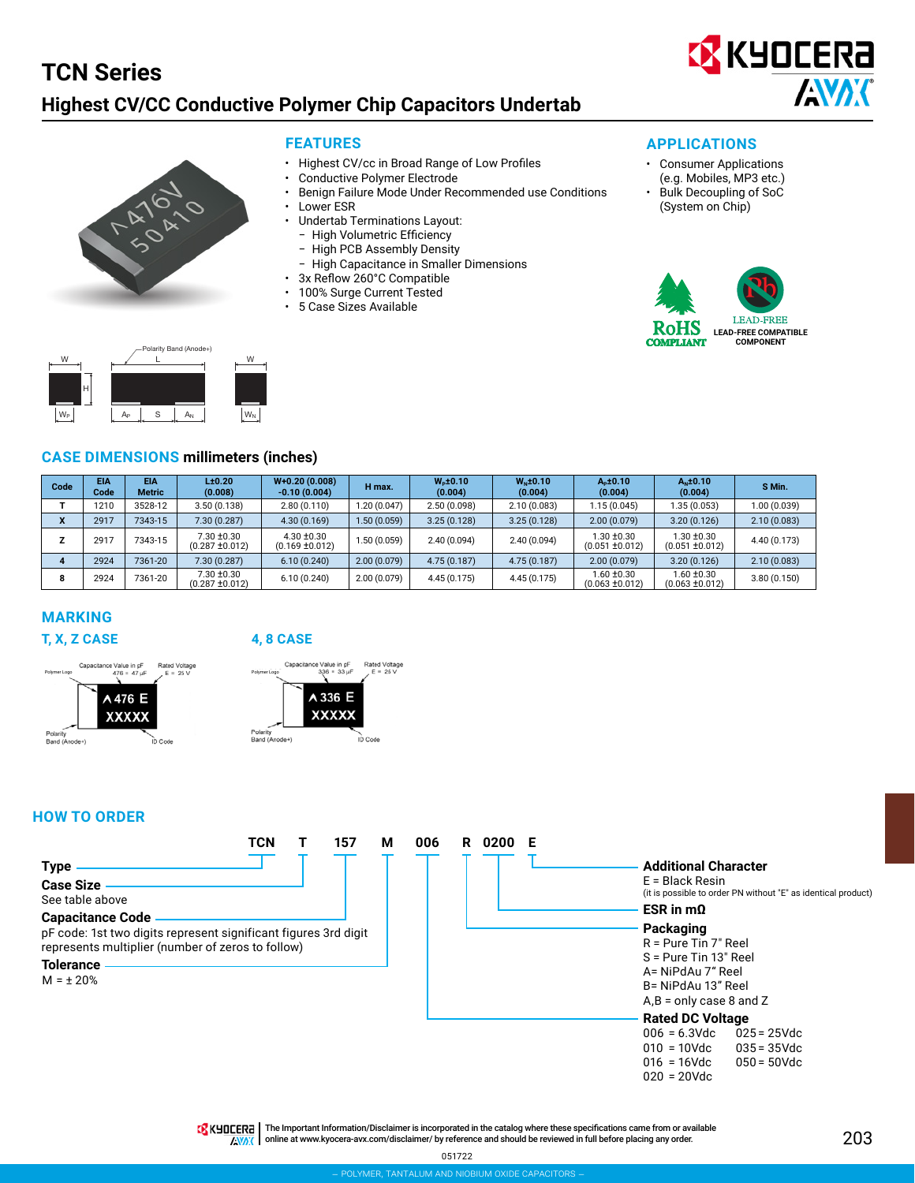# TCN Series

## Highest CV/CC Conductive Polymer Chip Capacitors Undertab

### FEATURES

- Highest CV/cc in Broad Range of Low Profiles
- Conductive Polymer Electrode
- Benign Failure Mode Under Recommended use Conditions
- Lower ESR
- Undertab Terminations Layout:
  - High Volumetric Efficiency
  - High PCB Assembly Density
  - High Capacitance in Smaller Dimensions
- 3x Reflow 260°C Compatible
- 100% Surge Current Tested
- 5 Case Sizes Available

### APPLICATIONS

- Consumer Applications (e.g. Mobiles, MP3 etc.)
- Bulk Decoupling of SoC (System on Chip)

RoHS COMPLIANT

LEAD-FREE COMPATIBLE COMPONENT

### CASE DIMENSIONS millimeters (inches)

| Code | EIA Code | EIA Metric | L±0.20 (0.008) | W+0.20 (0.008) -0.10 (0.004) | H max. | $W_P$±0.10 (0.004) | $W_N$±0.10 (0.004) | $A_P$±0.10 (0.004) | $A_N$±0.10 (0.004) | S Min. |
|---|---|---|---|---|---|---|---|---|---|---|
| T | 1210 | 3528-12 | 3.50 (0.138) | 2.80 (0.110) | 1.20 (0.047) | 2.50 (0.098) | 2.10 (0.083) | 1.15 (0.045) | 1.35 (0.053) | 1.00 (0.039) |
| X | 2917 | 7343-15 | 7.30 (0.287) | 4.30 (0.169) | 1.50 (0.059) | 3.25 (0.128) | 3.25 (0.128) | 2.00 (0.079) | 3.20 (0.126) | 2.10 (0.083) |
| Z | 2917 | 7343-15 | 7.30 ±0.30 (0.287 ±0.012) | 4.30 ±0.30 (0.169 ±0.012) | 1.50 (0.059) | 2.40 (0.094) | 2.40 (0.094) | 1.30 ±0.30 (0.051 ±0.012) | 1.30 ±0.30 (0.051 ±0.012) | 4.40 (0.173) |
| 4 | 2924 | 7361-20 | 7.30 (0.287) | 6.10 (0.240) | 2.00 (0.079) | 4.75 (0.187) | 4.75 (0.187) | 2.00 (0.079) | 3.20 (0.126) | 2.10 (0.083) |
| 8 | 2924 | 7361-20 | 7.30 ±0.30 (0.287 ±0.012) | 6.10 (0.240) | 2.00 (0.079) | 4.45 (0.175) | 4.45 (0.175) | 1.60 ±0.30 (0.063 ±0.012) | 1.60 ±0.30 (0.063 ±0.012) | 3.80 (0.150) |

### MARKING

#### T, X, Z CASE

Polymer Logo; Capacitance Value in pF 476 = 47 µF; Rated Voltage E = 25 V; Polarity Band (Anode+); ID Code

#### 4, 8 CASE

Polymer Logo; Capacitance Value in pF 336 = 33 µF; Rated Voltage E = 25 V; Polarity Band (Anode+); ID Code

### HOW TO ORDER

**TCN T 157 M 006 R 0200 E**

**Type**

**Case Size**
See table above

**Capacitance Code**
pF code: 1st two digits represent significant figures 3rd digit represents multiplier (number of zeros to follow)

**Tolerance**
M = ± 20%

**Additional Character**
E = Black Resin
(it is possible to order PN without "E" as identical product)

**ESR in mΩ**

**Packaging**
R = Pure Tin 7" Reel
S = Pure Tin 13" Reel
A= NiPdAu 7" Reel
B= NiPdAu 13" Reel
A,B = only case 8 and Z

**Rated DC Voltage**
006 = 6.3Vdc
010 = 10Vdc
016 = 16Vdc
020 = 20Vdc
025 = 25Vdc
035 = 35Vdc
050 = 50Vdc

The Important Information/Disclaimer is incorporated in the catalog where these specifications came from or available online at www.kyocera-avx.com/disclaimer/ by reference and should be reviewed in full before placing any order.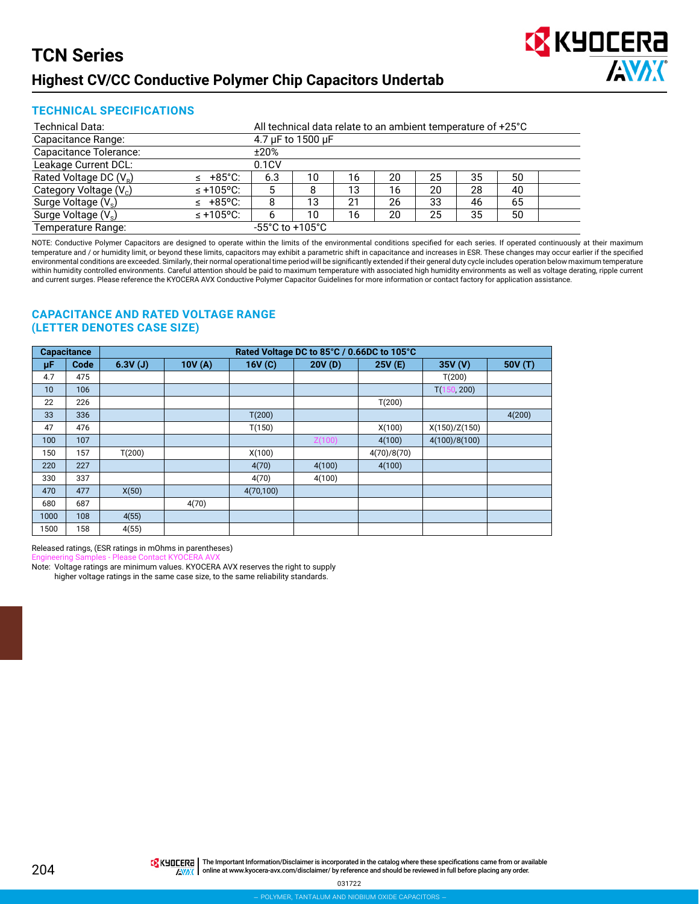# TCN Series

## Highest CV/CC Conductive Polymer Chip Capacitors Undertab

### TECHNICAL SPECIFICATIONS

| Technical Data: | | All technical data relate to an ambient temperature of +25°C | | | | | | | |
|---|---|---|---|---|---|---|---|---|---|
| Capacitance Range: | | 4.7 µF to 1500 µF | | | | | | | |
| Capacitance Tolerance: | | ±20% | | | | | | | |
| Leakage Current DCL: | | 0.1CV | | | | | | | |
| Rated Voltage DC ($V_R$) | ≤ +85°C: | 6.3 | 10 | 16 | 20 | 25 | 35 | 50 | |
| Category Voltage ($V_C$) | ≤ +105°C: | 5 | 8 | 13 | 16 | 20 | 28 | 40 | |
| Surge Voltage ($V_S$) | ≤ +85°C: | 8 | 13 | 21 | 26 | 33 | 46 | 65 | |
| Surge Voltage ($V_S$) | ≤ +105°C: | 6 | 10 | 16 | 20 | 25 | 35 | 50 | |
| Temperature Range: | | -55°C to +105°C | | | | | | | |

NOTE: Conductive Polymer Capacitors are designed to operate within the limits of the environmental conditions specified for each series. If operated continuously at their maximum temperature and / or humidity limit, or beyond these limits, capacitors may exhibit a parametric shift in capacitance and increases in ESR. These changes may occur earlier if the specified environmental conditions are exceeded. Similarly, their normal operational time period will be significantly extended if their general duty cycle includes operation below maximum temperature within humidity controlled environments. Careful attention should be paid to maximum temperature with associated high humidity environments as well as voltage derating, ripple current and current surges. Please reference the KYOCERA AVX Conductive Polymer Capacitor Guidelines for more information or contact factory for application assistance.

### CAPACITANCE AND RATED VOLTAGE RANGE (LETTER DENOTES CASE SIZE)

| Capacitance | | Rated Voltage DC to 85°C / 0.66DC to 105°C | | | | | | |
|---|---|---|---|---|---|---|---|---|
| µF | Code | 6.3V (J) | 10V (A) | 16V (C) | 20V (D) | 25V (E) | 35V (V) | 50V (T) |
| 4.7 | 475 | | | | | | T(200) | |
| 10 | 106 | | | | | | T(150, 200) | |
| 22 | 226 | | | | | T(200) | | |
| 33 | 336 | | | T(200) | | | | 4(200) |
| 47 | 476 | | | T(150) | | X(100) | X(150)/Z(150) | |
| 100 | 107 | | | | Z(100) | 4(100) | 4(100)/8(100) | |
| 150 | 157 | T(200) | | X(100) | | 4(70)/8(70) | | |
| 220 | 227 | | | 4(70) | 4(100) | 4(100) | | |
| 330 | 337 | | | 4(70) | 4(100) | | | |
| 470 | 477 | X(50) | | 4(70,100) | | | | |
| 680 | 687 | | 4(70) | | | | | |
| 1000 | 108 | 4(55) | | | | | | |
| 1500 | 158 | 4(55) | | | | | | |

Released ratings, (ESR ratings in mOhms in parentheses)
Engineering Samples - Please Contact KYOCERA AVX
Note: Voltage ratings are minimum values. KYOCERA AVX reserves the right to supply higher voltage ratings in the same case size, to the same reliability standards.

The Important Information/Disclaimer is incorporated in the catalog where these specifications came from or available online at www.kyocera-avx.com/disclaimer/ by reference and should be reviewed in full before placing any order.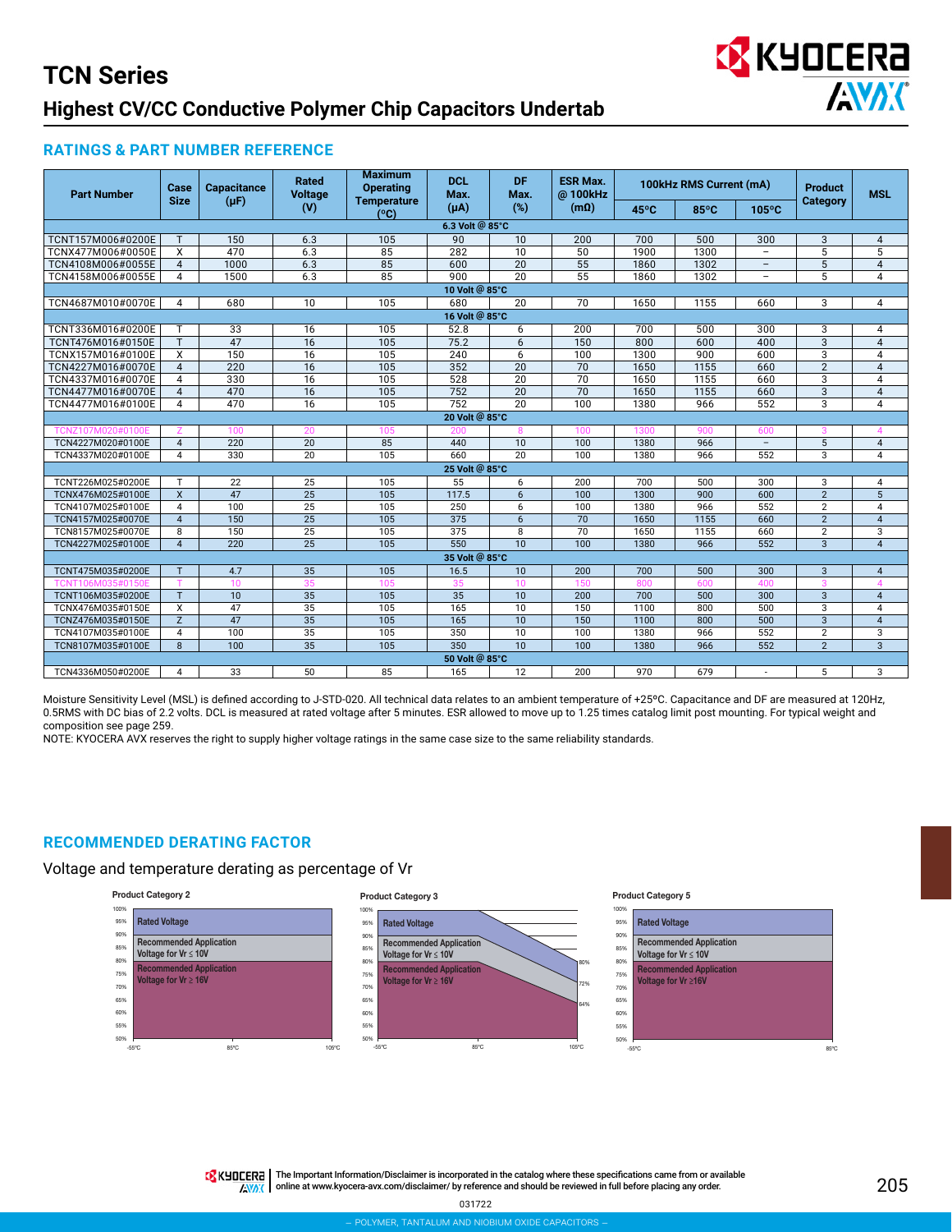# TCN Series

## Highest CV/CC Conductive Polymer Chip Capacitors Undertab

### RATINGS & PART NUMBER REFERENCE

| Part Number | Case Size | Capacitance (μF) | Rated Voltage (V) | Maximum Operating Temperature (°C) | DCL Max. (μA) | DF Max. (%) | ESR Max. @ 100kHz (mΩ) | 100kHz RMS Current (mA) | | | Product Category | MSL |
|---|---|---|---|---|---|---|---|---|---|---|---|---|
| | | | | | | | | 45°C | 85°C | 105°C | | |
| **6.3 Volt @ 85°C** | | | | | | | | | | | | |
| TCNT157M006#0200E | T | 150 | 6.3 | 105 | 90 | 10 | 200 | 700 | 500 | 300 | 3 | 4 |
| TCNX477M006#0050E | X | 470 | 6.3 | 85 | 282 | 10 | 50 | 1900 | 1300 | – | 5 | 5 |
| TCN4108M006#0055E | 4 | 1000 | 6.3 | 85 | 600 | 20 | 55 | 1860 | 1302 | – | 5 | 4 |
| TCN4158M006#0055E | 4 | 1500 | 6.3 | 85 | 900 | 20 | 55 | 1860 | 1302 | – | 5 | 4 |
| **10 Volt @ 85°C** | | | | | | | | | | | | |
| TCN4687M010#0070E | 4 | 680 | 10 | 105 | 680 | 20 | 70 | 1650 | 1155 | 660 | 3 | 4 |
| **16 Volt @ 85°C** | | | | | | | | | | | | |
| TCNT336M016#0200E | T | 33 | 16 | 105 | 52.8 | 6 | 200 | 700 | 500 | 300 | 3 | 4 |
| TCNT476M016#0150E | T | 47 | 16 | 105 | 75.2 | 6 | 150 | 800 | 600 | 400 | 3 | 4 |
| TCNX157M016#0100E | X | 150 | 16 | 105 | 240 | 6 | 100 | 1300 | 900 | 600 | 3 | 4 |
| TCN4227M016#0070E | 4 | 220 | 16 | 105 | 352 | 20 | 70 | 1650 | 1155 | 660 | 2 | 4 |
| TCN4337M016#0070E | 4 | 330 | 16 | 105 | 528 | 20 | 70 | 1650 | 1155 | 660 | 3 | 4 |
| TCN4477M016#0070E | 4 | 470 | 16 | 105 | 752 | 20 | 70 | 1650 | 1155 | 660 | 3 | 4 |
| TCN4477M016#0100E | 4 | 470 | 16 | 105 | 752 | 20 | 100 | 1380 | 966 | 552 | 3 | 4 |
| **20 Volt @ 85°C** | | | | | | | | | | | | |
| TCNZ107M020#0100E | Z | 100 | 20 | 105 | 200 | 8 | 100 | 1300 | 900 | 600 | 3 | 4 |
| TCN4227M020#0100E | 4 | 220 | 20 | 85 | 440 | 10 | 100 | 1380 | 966 | – | 5 | 4 |
| TCN4337M020#0100E | 4 | 330 | 20 | 105 | 660 | 20 | 100 | 1380 | 966 | 552 | 3 | 4 |
| **25 Volt @ 85°C** | | | | | | | | | | | | |
| TCNT226M025#0200E | T | 22 | 25 | 105 | 55 | 6 | 200 | 700 | 500 | 300 | 3 | 4 |
| TCNX476M025#0100E | X | 47 | 25 | 105 | 117.5 | 6 | 100 | 1300 | 900 | 600 | 2 | 5 |
| TCN4107M025#0100E | 4 | 100 | 25 | 105 | 250 | 6 | 100 | 1380 | 966 | 552 | 2 | 4 |
| TCN4157M025#0070E | 4 | 150 | 25 | 105 | 375 | 6 | 70 | 1650 | 1155 | 660 | 2 | 4 |
| TCN8157M025#0070E | 8 | 150 | 25 | 105 | 375 | 8 | 70 | 1650 | 1155 | 660 | 2 | 3 |
| TCN4227M025#0100E | 4 | 220 | 25 | 105 | 550 | 10 | 100 | 1380 | 966 | 552 | 3 | 4 |
| **35 Volt @ 85°C** | | | | | | | | | | | | |
| TCNT475M035#0200E | T | 4.7 | 35 | 105 | 16.5 | 10 | 200 | 700 | 500 | 300 | 3 | 4 |
| TCNT106M035#0150E | T | 10 | 35 | 105 | 35 | 10 | 150 | 800 | 600 | 400 | 3 | 4 |
| TCNT106M035#0200E | T | 10 | 35 | 105 | 35 | 10 | 200 | 700 | 500 | 300 | 3 | 4 |
| TCNX476M035#0150E | X | 47 | 35 | 105 | 165 | 10 | 150 | 1100 | 800 | 500 | 3 | 4 |
| TCNZ476M035#0150E | Z | 47 | 35 | 105 | 165 | 10 | 150 | 1100 | 800 | 500 | 3 | 4 |
| TCN4107M035#0100E | 4 | 100 | 35 | 105 | 350 | 10 | 100 | 1380 | 966 | 552 | 2 | 3 |
| TCN8107M035#0100E | 8 | 100 | 35 | 105 | 350 | 10 | 100 | 1380 | 966 | 552 | 2 | 3 |
| **50 Volt @ 85°C** | | | | | | | | | | | | |
| TCN4336M050#0200E | 4 | 33 | 50 | 85 | 165 | 12 | 200 | 970 | 679 | - | 5 | 3 |

Moisture Sensitivity Level (MSL) is defined according to J-STD-020. All technical data relates to an ambient temperature of +25ºC. Capacitance and DF are measured at 120Hz, 0.5RMS with DC bias of 2.2 volts. DCL is measured at rated voltage after 5 minutes. ESR allowed to move up to 1.25 times catalog limit post mounting. For typical weight and composition see page 259.

NOTE: KYOCERA AVX reserves the right to supply higher voltage ratings in the same case size to the same reliability standards.

### RECOMMENDED DERATING FACTOR

Voltage and temperature derating as percentage of Vr

**Product Category 2**

- Rated Voltage
- Recommended Application Voltage for Vr ≤ 10V
- Recommended Application Voltage for Vr ≥ 16V

(Y-axis: 50%–100%; X-axis: -55°C, 85°C, 105°C)

**Product Category 3**

- Rated Voltage
- Recommended Application Voltage for Vr ≤ 10V
- Recommended Application Voltage for Vr ≥ 16V

(Y-axis: 50%–100%; X-axis: -55°C, 85°C, 105°C; values at 105°C: 80%, 72%, 64%)

**Product Category 5**

- Rated Voltage
- Recommended Application Voltage for Vr ≤ 10V
- Recommended Application Voltage for Vr ≥16V

(Y-axis: 50%–100%; X-axis: -55°C, 85°C)

The Important Information/Disclaimer is incorporated in the catalog where these specifications came from or available online at www.kyocera-avx.com/disclaimer/ by reference and should be reviewed in full before placing any order.

031722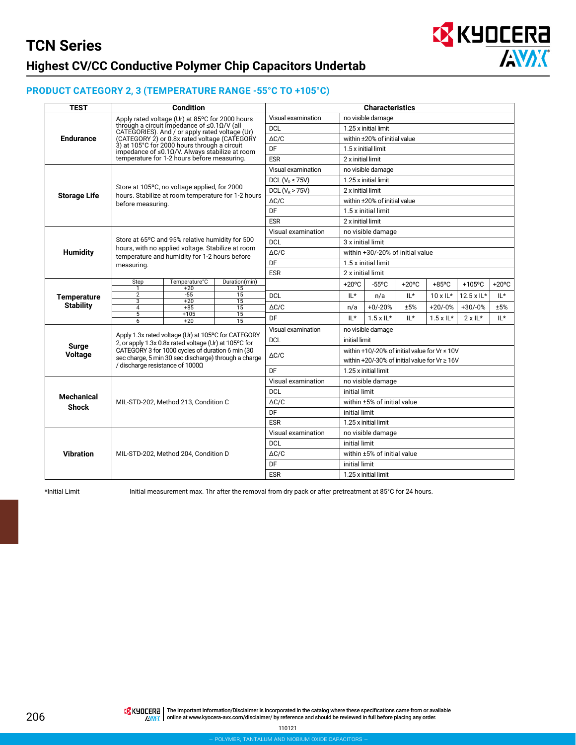# TCN Series

## Highest CV/CC Conductive Polymer Chip Capacitors Undertab

### PRODUCT CATEGORY 2, 3 (TEMPERATURE RANGE -55°C TO +105°C)

| TEST | Condition | Characteristics | | | | | | |
|---|---|---|---|---|---|---|---|---|
| Endurance | Apply rated voltage (Ur) at 85°C for 2000 hours through a circuit impedance of ≤0.1Ω/V (all CATEGORIES). And / or apply rated voltage (Ur) (CATEGORY 2) or 0.8x rated voltage (CATEGORY 3) at 105°C for 2000 hours through a circuit impedance of ≤0.1Ω/V. Always stabilize at room temperature for 1-2 hours before measuring. | Visual examination | no visible damage | | | | | |
| | | DCL | 1.25 x initial limit | | | | | |
| | | ΔC/C | within ±20% of initial value | | | | | |
| | | DF | 1.5 x initial limit | | | | | |
| | | ESR | 2 x initial limit | | | | | |
| Storage Life | Store at 105ºC, no voltage applied, for 2000 hours. Stabilize at room temperature for 1-2 hours before measuring. | Visual examination | no visible damage | | | | | |
| | | DCL ($V_R$ ≤ 75V) | 1.25 x initial limit | | | | | |
| | | DCL ($V_R$ > 75V) | 2 x initial limit | | | | | |
| | | ΔC/C | within ±20% of initial value | | | | | |
| | | DF | 1.5 x initial limit | | | | | |
| | | ESR | 2 x initial limit | | | | | |
| Humidity | Store at 65ºC and 95% relative humidity for 500 hours, with no applied voltage. Stabilize at room temperature and humidity for 1-2 hours before measuring. | Visual examination | no visible damage | | | | | |
| | | DCL | 3 x initial limit | | | | | |
| | | ΔC/C | within +30/-20% of initial value | | | | | |
| | | DF | 1.5 x initial limit | | | | | |
| | | ESR | 2 x initial limit | | | | | |
| Temperature Stability | Step 1: +20°C, 15 min; Step 2: -55°C, 15 min; Step 3: +20°C, 15 min; Step 4: +85°C, 15 min; Step 5: +105°C, 15 min; Step 6: +20°C, 15 min | | +20ºC | -55ºC | +20ºC | +85ºC | +105ºC | +20ºC |
| | | DCL | IL* | n/a | IL* | 10 x IL* | 12.5 x IL* | IL* |
| | | ΔC/C | n/a | +0/-20% | ±5% | +20/-0% | +30/-0% | ±5% |
| | | DF | IL* | 1.5 x IL* | IL* | 1.5 x IL* | 2 x IL* | IL* |
| Surge Voltage | Apply 1.3x rated voltage (Ur) at 105ºC for CATEGORY 2, or apply 1.3x 0.8x rated voltage (Ur) at 105ºC for CATEGORY 3 for 1000 cycles of duration 6 min (30 sec charge, 5 min 30 sec discharge) through a charge / discharge resistance of 1000Ω | Visual examination | no visible damage | | | | | |
| | | DCL | initial limit | | | | | |
| | | ΔC/C | within +10/-20% of initial value for Vr ≤ 10V<br>within +20/-30% of initial value for Vr ≥ 16V | | | | | |
| | | DF | 1.25 x initial limit | | | | | |
| Mechanical Shock | MIL-STD-202, Method 213, Condition C | Visual examination | no visible damage | | | | | |
| | | DCL | initial limit | | | | | |
| | | ΔC/C | within ±5% of initial value | | | | | |
| | | DF | initial limit | | | | | |
| | | ESR | 1.25 x initial limit | | | | | |
| Vibration | MIL-STD-202, Method 204, Condition D | Visual examination | no visible damage | | | | | |
| | | DCL | initial limit | | | | | |
| | | ΔC/C | within ±5% of initial value | | | | | |
| | | DF | initial limit | | | | | |
| | | ESR | 1.25 x initial limit | | | | | |

Temperature Stability condition:

| Step | Temperature°C | Duration(min) |
|---|---|---|
| 1 | +20 | 15 |
| 2 | -55 | 15 |
| 3 | +20 | 15 |
| 4 | +85 | 15 |
| 5 | +105 | 15 |
| 6 | +20 | 15 |

*Initial Limit — Initial measurement max. 1hr after the removal from dry pack or after pretreatment at 85°C for 24 hours.

The Important Information/Disclaimer is incorporated in the catalog where these specifications came from or available online at www.kyocera-avx.com/disclaimer/ by reference and should be reviewed in full before placing any order.

110121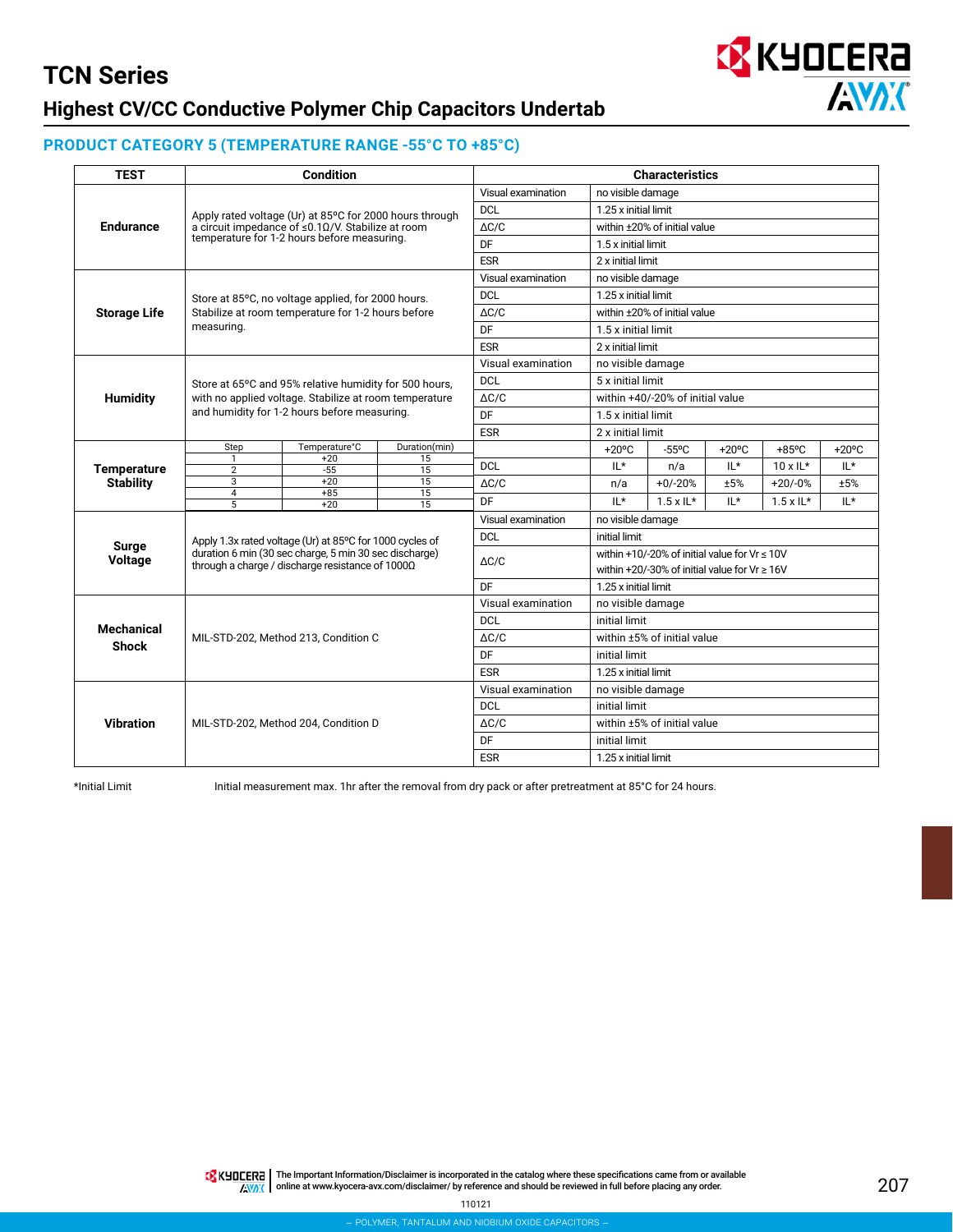# TCN Series

## Highest CV/CC Conductive Polymer Chip Capacitors Undertab

### PRODUCT CATEGORY 5 (TEMPERATURE RANGE -55°C TO +85°C)

| TEST | Condition | Characteristics | |
|---|---|---|---|
| **Endurance** | Apply rated voltage (Ur) at 85ºC for 2000 hours through a circuit impedance of ≤0.1Ω/V. Stabilize at room temperature for 1-2 hours before measuring. | Visual examination | no visible damage |
| | | DCL | 1.25 x initial limit |
| | | ΔC/C | within ±20% of initial value |
| | | DF | 1.5 x initial limit |
| | | ESR | 2 x initial limit |
| **Storage Life** | Store at 85ºC, no voltage applied, for 2000 hours. Stabilize at room temperature for 1-2 hours before measuring. | Visual examination | no visible damage |
| | | DCL | 1.25 x initial limit |
| | | ΔC/C | within ±20% of initial value |
| | | DF | 1.5 x initial limit |
| | | ESR | 2 x initial limit |
| **Humidity** | Store at 65ºC and 95% relative humidity for 500 hours, with no applied voltage. Stabilize at room temperature and humidity for 1-2 hours before measuring. | Visual examination | no visible damage |
| | | DCL | 5 x initial limit |
| | | ΔC/C | within +40/-20% of initial value |
| | | DF | 1.5 x initial limit |
| | | ESR | 2 x initial limit |

**Temperature Stability**

| Step | Temperature°C | Duration(min) |
|---|---|---|
| 1 | +20 | 15 |
| 2 | -55 | 15 |
| 3 | +20 | 15 |
| 4 | +85 | 15 |
| 5 | +20 | 15 |

| | +20ºC | -55ºC | +20ºC | +85ºC | +20ºC |
|---|---|---|---|---|---|
| DCL | IL* | n/a | IL* | 10 x IL* | IL* |
| ΔC/C | n/a | +0/-20% | ±5% | +20/-0% | ±5% |
| DF | IL* | 1.5 x IL* | IL* | 1.5 x IL* | IL* |

| TEST | Condition | Characteristics | |
|---|---|---|---|
| **Surge Voltage** | Apply 1.3x rated voltage (Ur) at 85ºC for 1000 cycles of duration 6 min (30 sec charge, 5 min 30 sec discharge) through a charge / discharge resistance of 1000Ω | Visual examination | no visible damage |
| | | DCL | initial limit |
| | | ΔC/C | within +10/-20% of initial value for Vr ≤ 10V<br>within +20/-30% of initial value for Vr ≥ 16V |
| | | DF | 1.25 x initial limit |
| **Mechanical Shock** | MIL-STD-202, Method 213, Condition C | Visual examination | no visible damage |
| | | DCL | initial limit |
| | | ΔC/C | within ±5% of initial value |
| | | DF | initial limit |
| | | ESR | 1.25 x initial limit |
| **Vibration** | MIL-STD-202, Method 204, Condition D | Visual examination | no visible damage |
| | | DCL | initial limit |
| | | ΔC/C | within ±5% of initial value |
| | | DF | initial limit |
| | | ESR | 1.25 x initial limit |

*Initial Limit — Initial measurement max. 1hr after the removal from dry pack or after pretreatment at 85°C for 24 hours.

The Important Information/Disclaimer is incorporated in the catalog where these specifications came from or available online at www.kyocera-avx.com/disclaimer/ by reference and should be reviewed in full before placing any order.

110121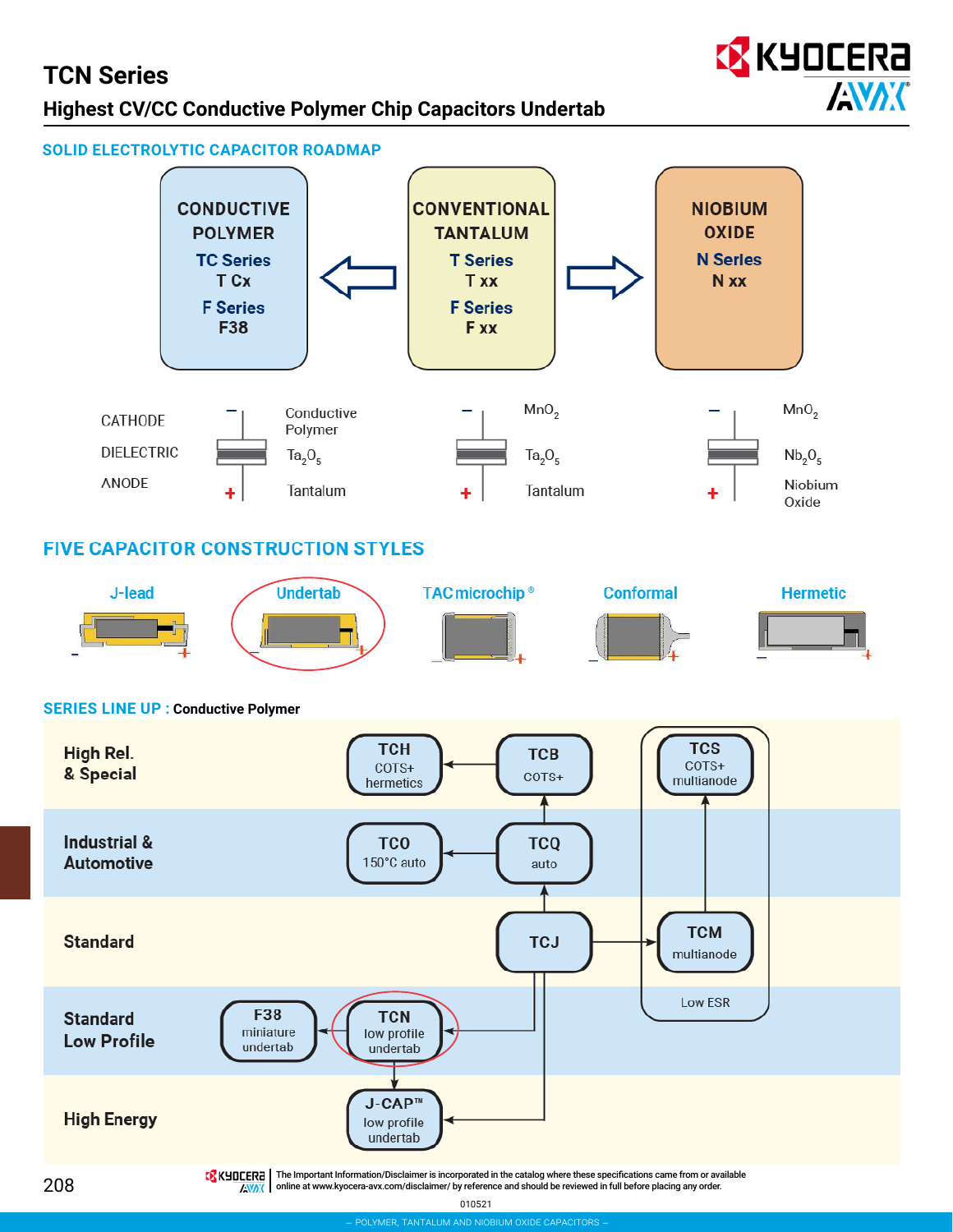# TCN Series

## Highest CV/CC Conductive Polymer Chip Capacitors Undertab

### SOLID ELECTROLYTIC CAPACITOR ROADMAP

CONDUCTIVE POLYMER
TC Series
T Cx
F Series
F38

CONVENTIONAL TANTALUM
T Series
T xx
F Series
F xx

NIOBIUM OXIDE
N Series
N xx

CATHODE
DIELECTRIC
ANODE

Conductive Polymer
$Ta_2O_5$
Tantalum

$MnO_2$
$Ta_2O_5$
Tantalum

$MnO_2$
$Nb_2O_5$
Niobium Oxide

### FIVE CAPACITOR CONSTRUCTION STYLES

J-lead
Undertab
TAC microchip®
Conformal
Hermetic

### SERIES LINE UP : Conductive Polymer

High Rel. & Special
TCH COTS+ hermetics
TCB COTS+
TCS COTS+ multianode

Industrial & Automotive
TCO 150°C auto
TCQ auto

Standard
TCJ
TCM multianode

Low ESR

Standard Low Profile
F38 miniature undertab
TCN low profile undertab

High Energy
J-CAP™ low profile undertab

The Important Information/Disclaimer is incorporated in the catalog where these specifications came from or available online at www.kyocera-avx.com/disclaimer/ by reference and should be reviewed in full before placing any order.

010521